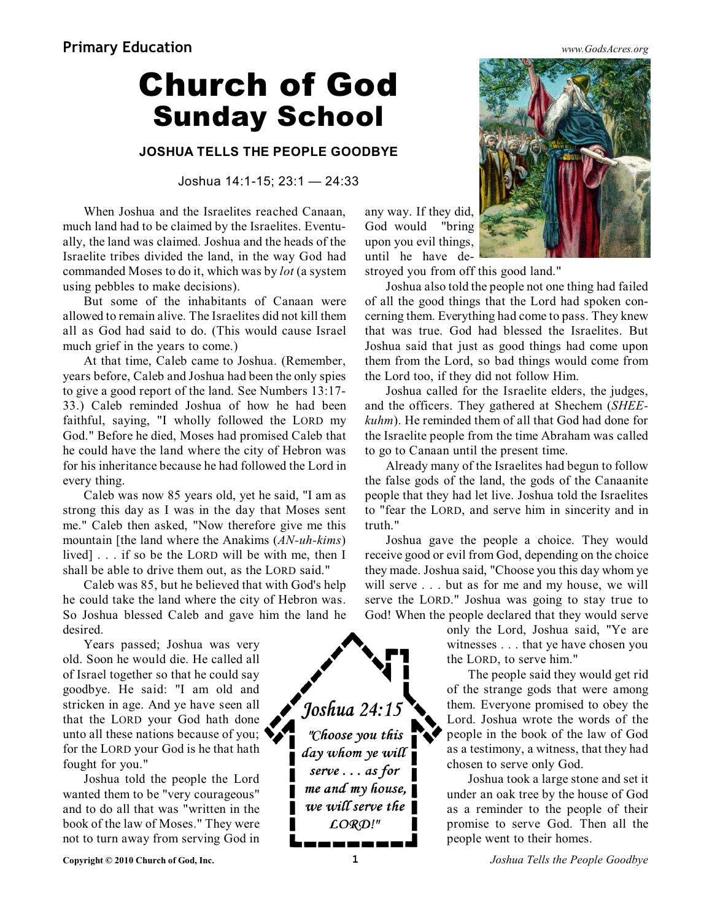Primary Education

# Church of God Sunday School

### JOSHUA TELLS THE PEOPLE GOODBYE

Joshua 14:1-15; 23:1 — 24:33

When Joshua and the Israelites reached Canaan, much land had to be claimed by the Israelites. Eventually, the land was claimed. Joshua and the heads of the Israelite tribes divided the land, in the way God had commanded Moses to do it, which was by *lot* (a system using pebbles to make decisions).

But some of the inhabitants of Canaan were allowed to remain alive. The Israelites did not kill them all as God had said to do. (This would cause Israel much grief in the years to come.)

At that time, Caleb came to Joshua. (Remember, years before, Caleb and Joshua had been the only spies to give a good report of the land. See Numbers 13:17-33.) Caleb reminded Joshua of how he had been faithful, saying, "I wholly followed the LORD my God." Before he died, Moses had promised Caleb that he could have the land where the city of Hebron was for his inheritance because he had followed the Lord in every thing.

Caleb was now 85 years old, yet he said, "I am as strong this day as I was in the day that Moses sent me." Caleb then asked, "Now therefore give me this mountain [the land where the Anakims (*AN-uh-kims*) lived] . . . if so be the LORD will be with me, then I shall be able to drive them out, as the LORD said."

Caleb was 85, but he believed that with God's help he could take the land where the city of Hebron was. So Joshua blessed Caleb and gave him the land he desired.

Years passed; Joshua was very old. Soon he would die. He called all of Israel together so that he could say goodbye. He said: "I am old and stricken in age. And ye have seen all that the LORD your God hath done unto all these nations because of you; for the LORD your God is he that hath fought for you."

Joshua told the people the Lord wanted them to be "very courageous" and to do all that was "written in the book of the law of Moses." They were not to turn away from serving God in any way. If they did, God would "bring upon you evil things, until he have destroyed you from off this good land."

Joshua also told the people not one thing had failed of all the good things that the Lord had spoken concerning them. Everything had come to pass. They knew that was true. God had blessed the Israelites. But Joshua said that just as good things had come upon them from the Lord, so bad things would come from the Lord too, if they did not follow Him.

Joshua called for the Israelite elders, the judges, and the officers. They gathered at Shechem (*SHEE-kuhm*). He reminded them of all that God had done for the Israelite people from the time Abraham was called to go to Canaan until the present time.

Already many of the Israelites had begun to follow the false gods of the land, the gods of the Canaanite people that they had let live. Joshua told the Israelites to "fear the LORD, and serve him in sincerity and in truth."

Joshua gave the people a choice. They would receive good or evil from God, depending on the choice they made. Joshua said, "Choose you this day whom ye will serve . . . but as for me and my house, we will serve the LORD." Joshua was going to stay true to God! When the people declared that they would serve only the Lord, Joshua said, "Ye are witnesses . . . that ye have chosen you the LORD, to serve him."

The people said they would get rid of the strange gods that were among them. Everyone promised to obey the Lord. Joshua wrote the words of the people in the book of the law of God as a testimony, a witness, that they had chosen to serve only God.

Joshua took a large stone and set it under an oak tree by the house of God as a reminder to the people of their promise to serve God. Then all the people went to their homes.

**Joshua 24:15**

*"Choose you this day whom ye will serve . . . as for me and my house, we will serve the LORD!"*

Copyright © 2010 Church of God, Inc.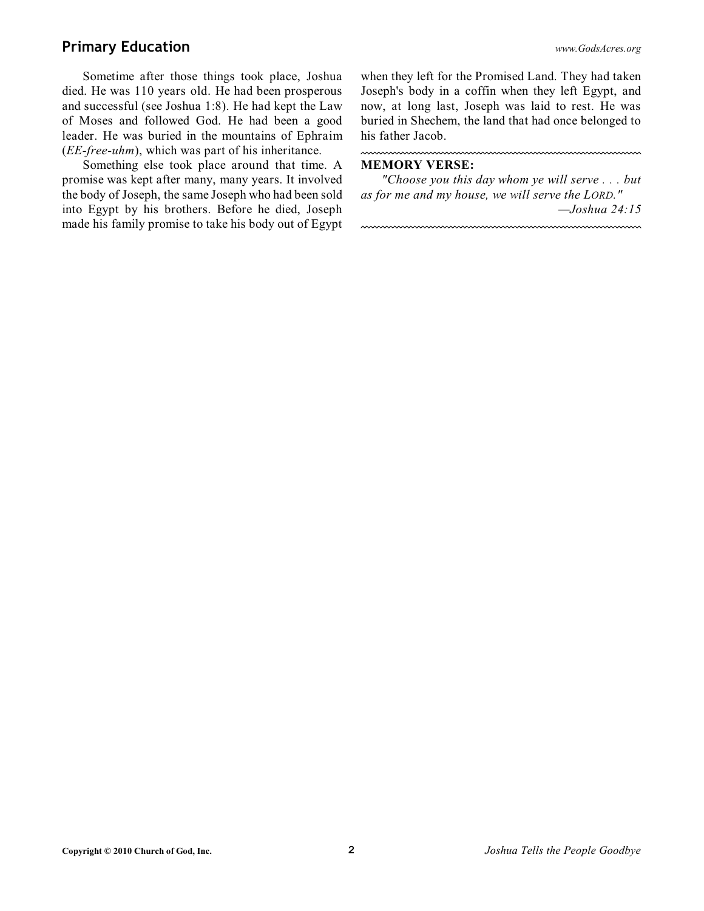Sometime after those things took place, Joshua died. He was 110 years old. He had been prosperous and successful (see Joshua 1:8). He had kept the Law of Moses and followed God. He had been a good leader. He was buried in the mountains of Ephraim (*EE-free-uhm*), which was part of his inheritance.

Something else took place around that time. A promise was kept after many, many years. It involved the body of Joseph, the same Joseph who had been sold into Egypt by his brothers. Before he died, Joseph made his family promise to take his body out of Egypt when they left for the Promised Land. They had taken Joseph's body in a coffin when they left Egypt, and now, at long last, Joseph was laid to rest. He was buried in Shechem, the land that had once belonged to his father Jacob.

**MEMORY VERSE:**

*"Choose you this day whom ye will serve . . . but as for me and my house, we will serve the LORD."*

*—Joshua 24:15*